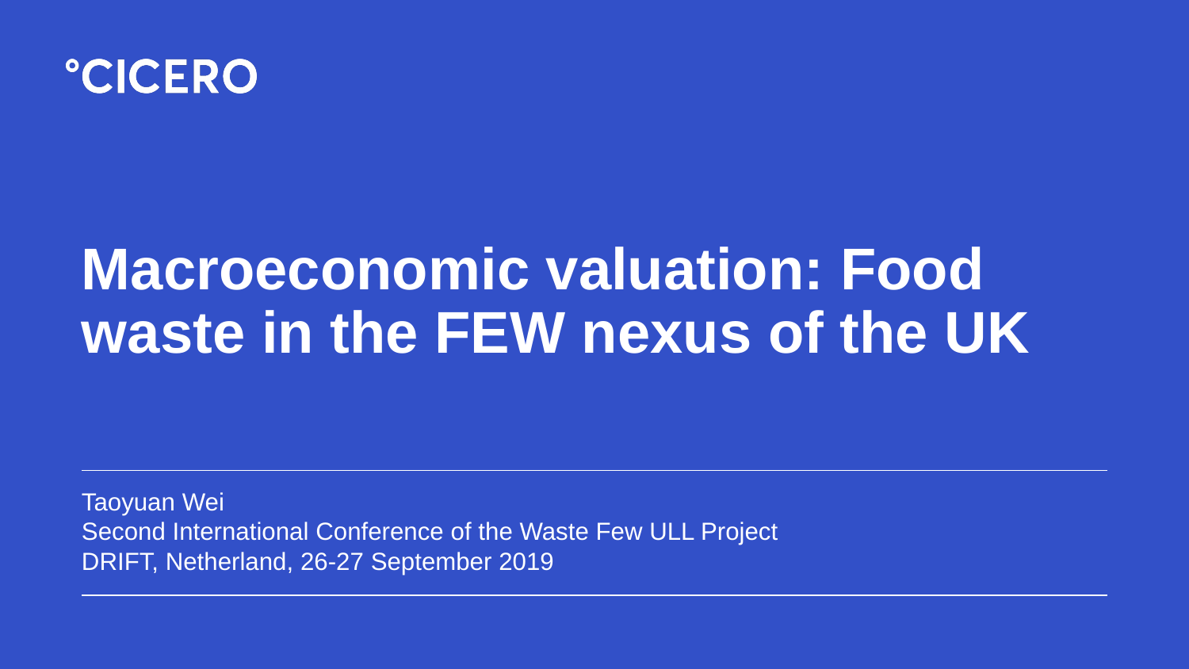°CICERO

# Macroeconomic valuation: Food waste in the FEW nexus of the UK

Taoyuan Wei
Second International Conference of the Waste Few ULL Project
DRIFT, Netherland, 26-27 September 2019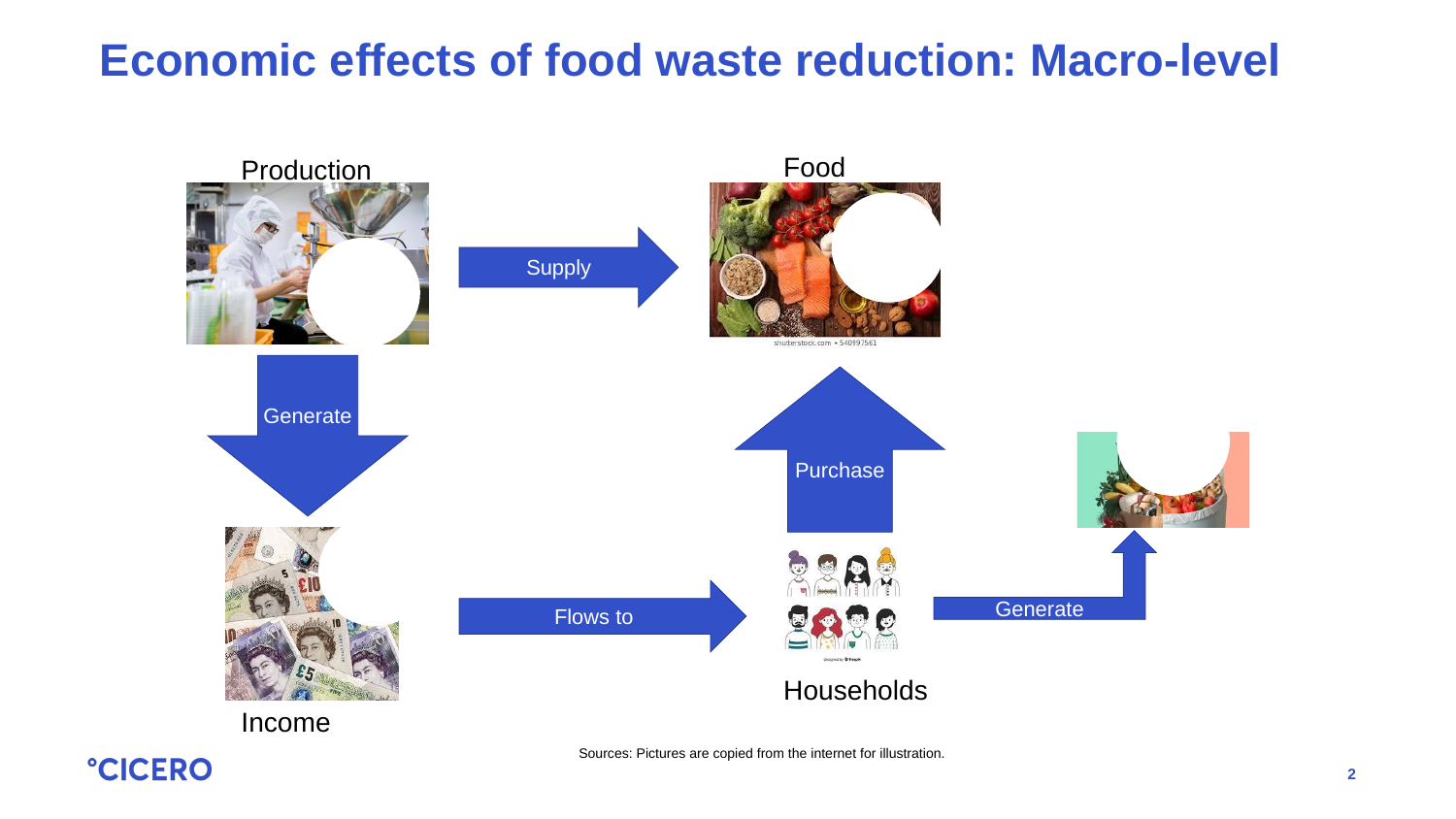# Economic effects of food waste reduction: Macro-level

Production

Supply

Food

Generate

Purchase

Income

Flows to

Households

Generate

Sources: Pictures are copied from the internet for illustration.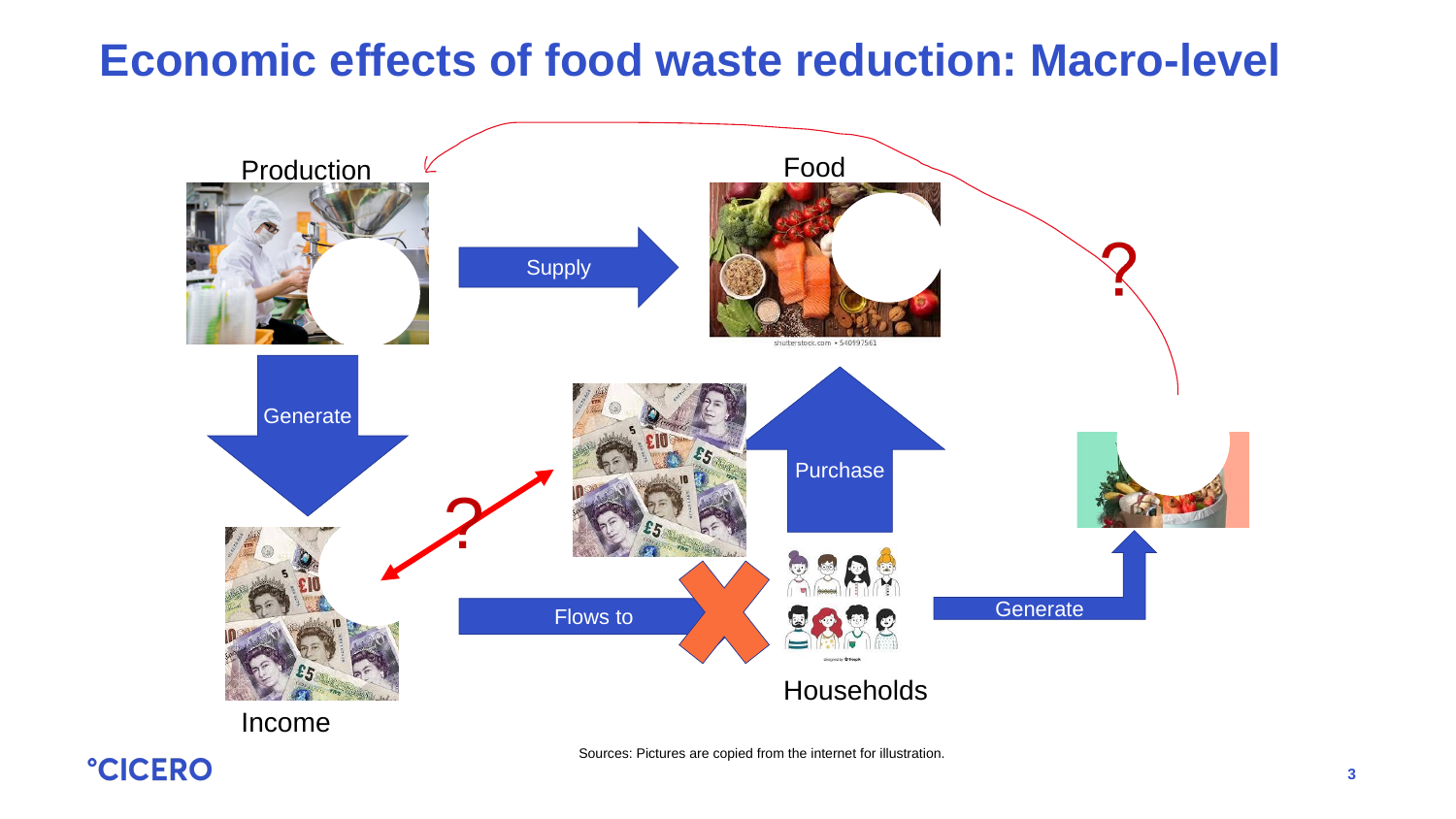# Economic effects of food waste reduction: Macro-level

Production

Supply

Food

Generate

Purchase

Income

Flows to

Households

Generate

?

?

Sources: Pictures are copied from the internet for illustration.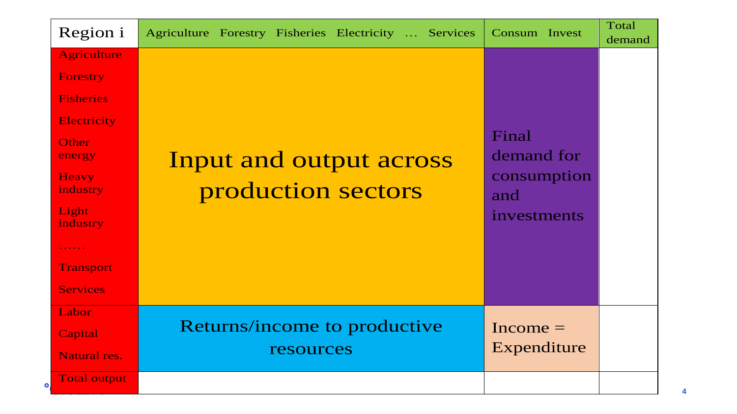| Region i | Agriculture Forestry Fisheries Electricity … Services | Consum Invest | Total demand |
|---|---|---|---|
| Agriculture<br>Forestry<br>Fisheries<br>Electricity<br>Other energy<br>Heavy industry<br>Light industry<br>……<br>Transport<br>Services | Input and output across production sectors | Final demand for consumption and investments | |
| Labor<br>Capital<br>Natural res. | Returns/income to productive resources | Income = Expenditure | |
| Total output | | | |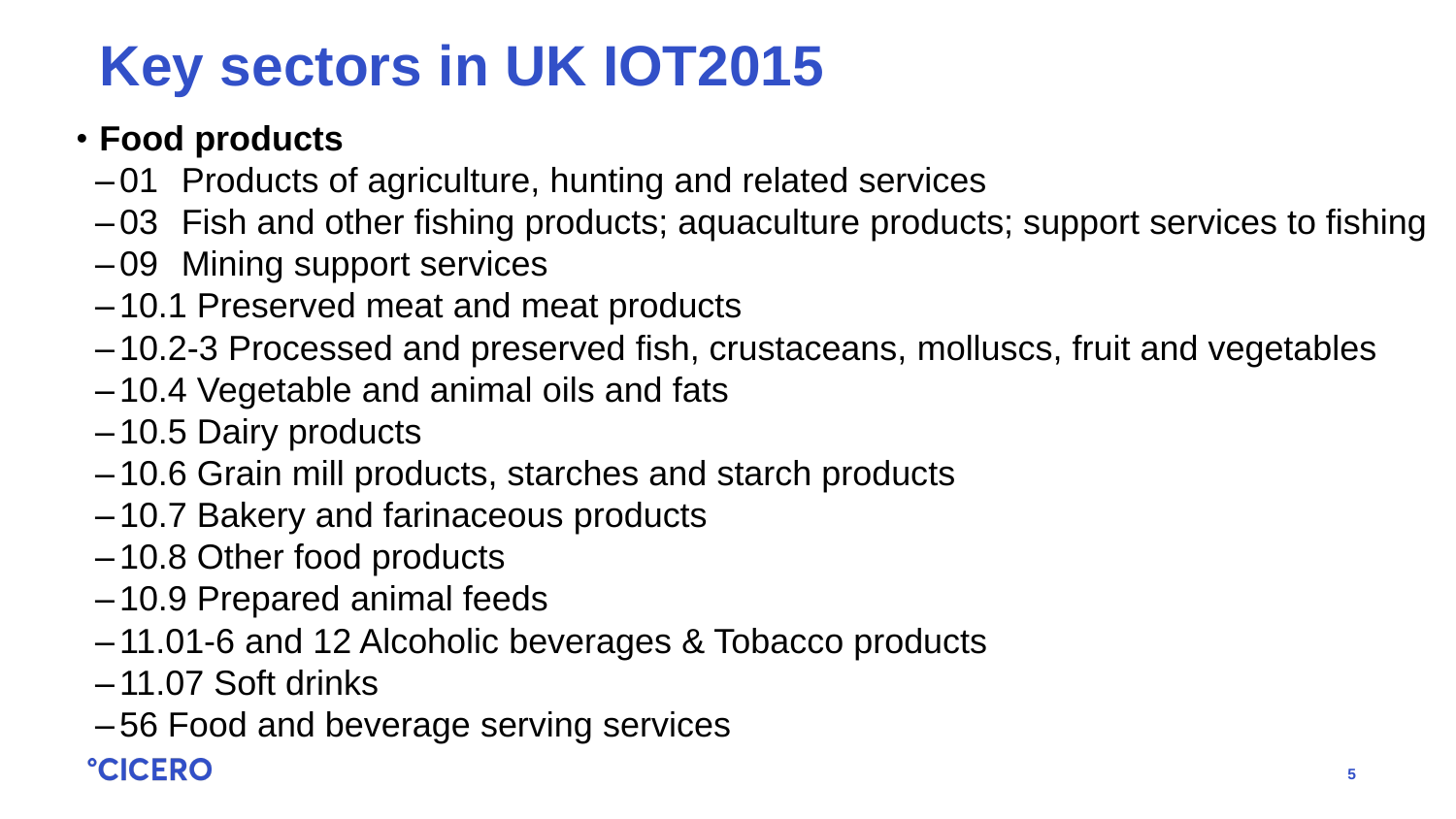# Key sectors in UK IOT2015

- **Food products**
  - 01 Products of agriculture, hunting and related services
  - 03 Fish and other fishing products; aquaculture products; support services to fishing
  - 09 Mining support services
  - 10.1 Preserved meat and meat products
  - 10.2-3 Processed and preserved fish, crustaceans, molluscs, fruit and vegetables
  - 10.4 Vegetable and animal oils and fats
  - 10.5 Dairy products
  - 10.6 Grain mill products, starches and starch products
  - 10.7 Bakery and farinaceous products
  - 10.8 Other food products
  - 10.9 Prepared animal feeds
  - 11.01-6 and 12 Alcoholic beverages & Tobacco products
  - 11.07 Soft drinks
  - 56 Food and beverage serving services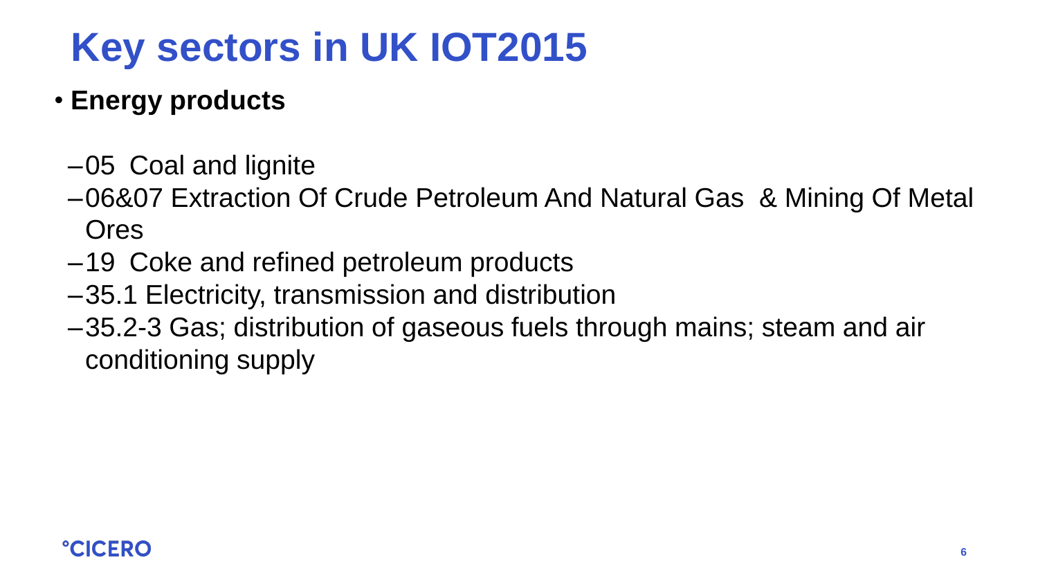# Key sectors in UK IOT2015

- **Energy products**
  - 05 Coal and lignite
  - 06&07 Extraction Of Crude Petroleum And Natural Gas & Mining Of Metal Ores
  - 19 Coke and refined petroleum products
  - 35.1 Electricity, transmission and distribution
  - 35.2-3 Gas; distribution of gaseous fuels through mains; steam and air conditioning supply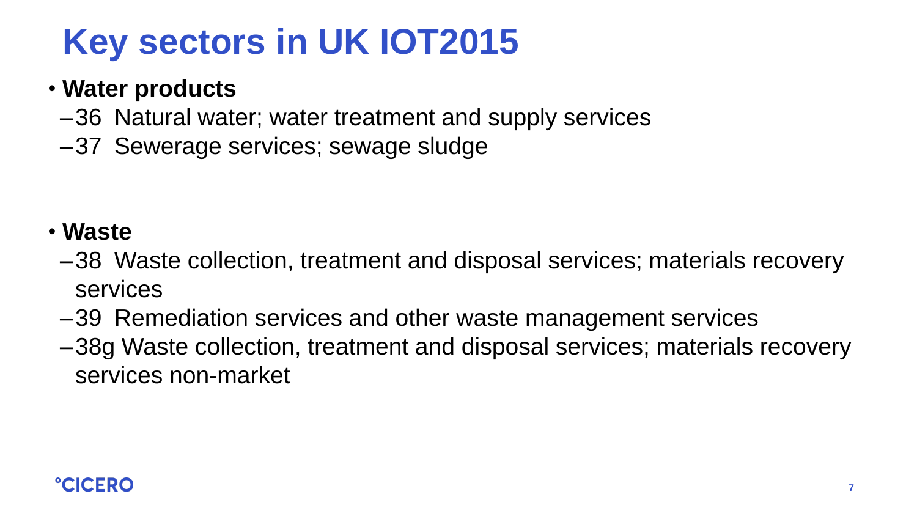# Key sectors in UK IOT2015

- **Water products**
  - 36 Natural water; water treatment and supply services
  - 37 Sewerage services; sewage sludge

- **Waste**
  - 38 Waste collection, treatment and disposal services; materials recovery services
  - 39 Remediation services and other waste management services
  - 38g Waste collection, treatment and disposal services; materials recovery services non-market

°CICERO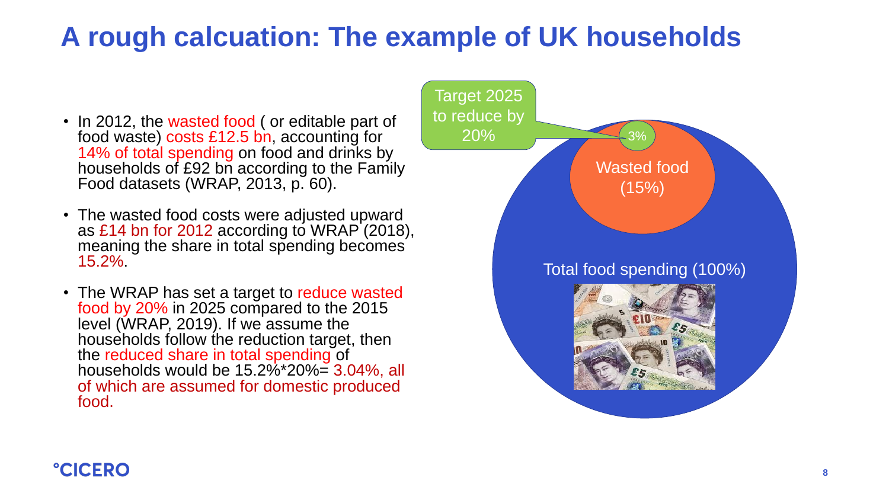# A rough calcuation: The example of UK households

- In 2012, the wasted food ( or editable part of food waste) costs £12.5 bn, accounting for 14% of total spending on food and drinks by households of £92 bn according to the Family Food datasets (WRAP, 2013, p. 60).
- The wasted food costs were adjusted upward as £14 bn for 2012 according to WRAP (2018), meaning the share in total spending becomes 15.2%.
- The WRAP has set a target to reduce wasted food by 20% in 2025 compared to the 2015 level (WRAP, 2019). If we assume the households follow the reduction target, then the reduced share in total spending of households would be 15.2%*20%= 3.04%, all of which are assumed for domestic produced food.

Target 2025 to reduce by 20%

3%

Wasted food (15%)

Total food spending (100%)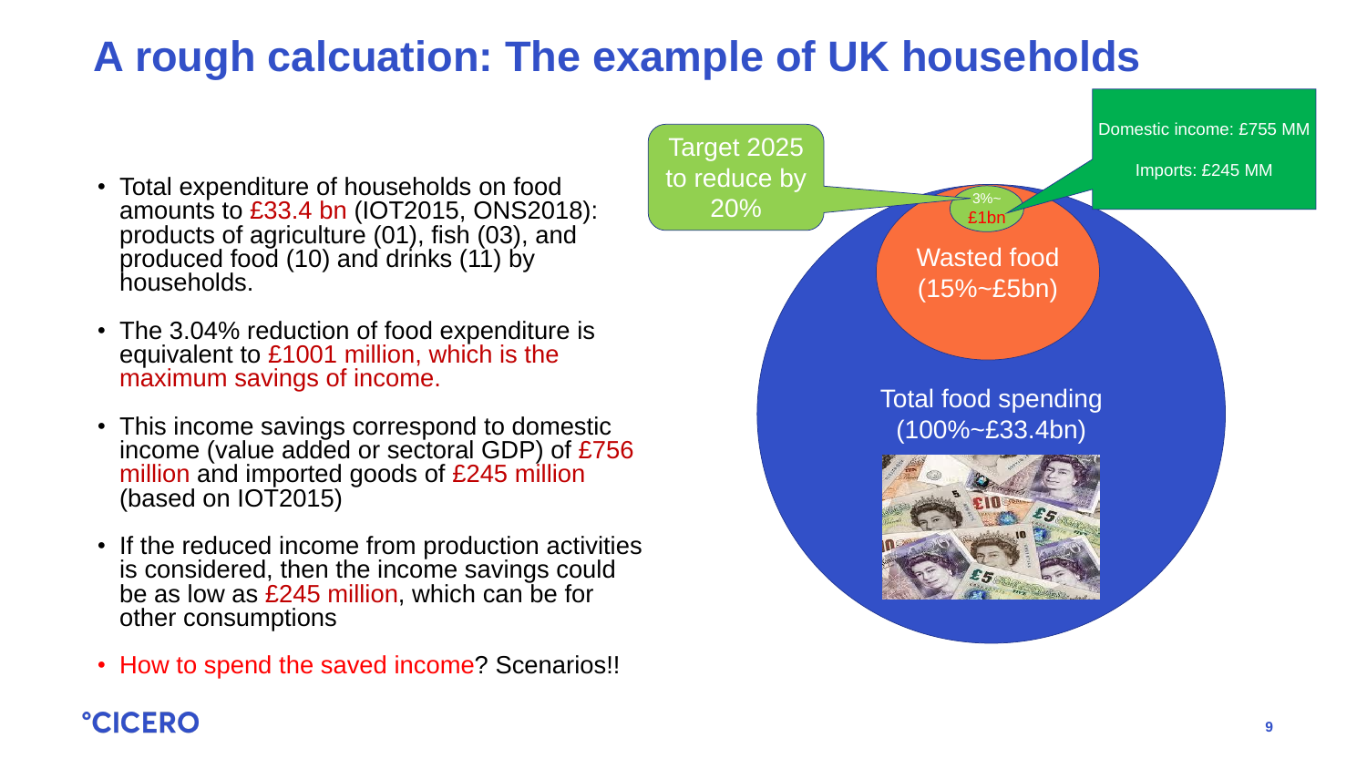# A rough calcuation: The example of UK households

- Total expenditure of households on food amounts to £33.4 bn (IOT2015, ONS2018): products of agriculture (01), fish (03), and produced food (10) and drinks (11) by households.
- The 3.04% reduction of food expenditure is equivalent to £1001 million, which is the maximum savings of income.
- This income savings correspond to domestic income (value added or sectoral GDP) of £756 million and imported goods of £245 million (based on IOT2015)
- If the reduced income from production activities is considered, then the income savings could be as low as £245 million, which can be for other consumptions
- How to spend the saved income? Scenarios!!

Target 2025 to reduce by 20%

Domestic income: £755 MM

Imports: £245 MM

3%~ £1bn

Wasted food (15%~£5bn)

Total food spending (100%~£33.4bn)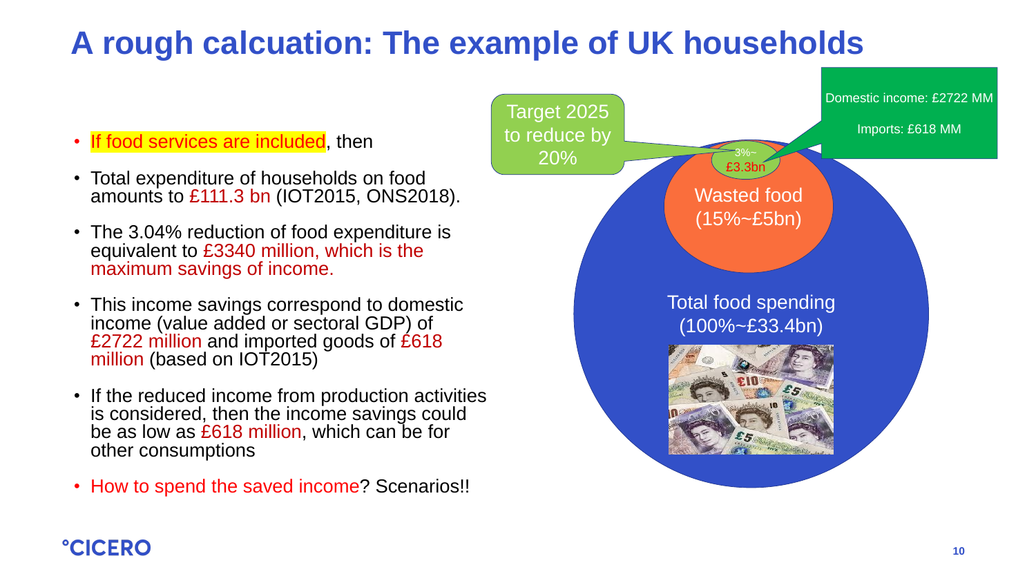# A rough calcuation: The example of UK households

- If food services are included, then
- Total expenditure of households on food amounts to £111.3 bn (IOT2015, ONS2018).
- The 3.04% reduction of food expenditure is equivalent to £3340 million, which is the maximum savings of income.
- This income savings correspond to domestic income (value added or sectoral GDP) of £2722 million and imported goods of £618 million (based on IOT2015)
- If the reduced income from production activities is considered, then the income savings could be as low as £618 million, which can be for other consumptions
- How to spend the saved income? Scenarios!!

Target 2025 to reduce by 20%

Domestic income: £2722 MM

Imports: £618 MM

3%~ £3.3bn

Wasted food (15%~£5bn)

Total food spending (100%~£33.4bn)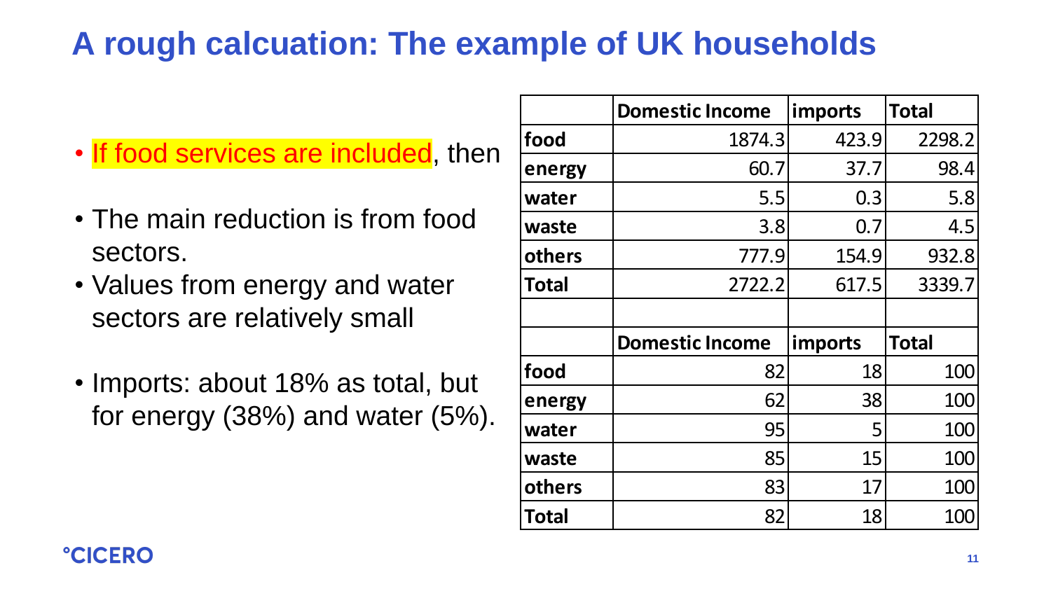# A rough calcuation: The example of UK households

- If food services are included, then
- The main reduction is from food sectors.
- Values from energy and water sectors are relatively small
- Imports: about 18% as total, but for energy (38%) and water (5%).

| | Domestic Income | imports | Total |
|---|---|---|---|
| food | 1874.3 | 423.9 | 2298.2 |
| energy | 60.7 | 37.7 | 98.4 |
| water | 5.5 | 0.3 | 5.8 |
| waste | 3.8 | 0.7 | 4.5 |
| others | 777.9 | 154.9 | 932.8 |
| Total | 2722.2 | 617.5 | 3339.7 |

| | Domestic Income | imports | Total |
|---|---|---|---|
| food | 82 | 18 | 100 |
| energy | 62 | 38 | 100 |
| water | 95 | 5 | 100 |
| waste | 85 | 15 | 100 |
| others | 83 | 17 | 100 |
| Total | 82 | 18 | 100 |

°CICERO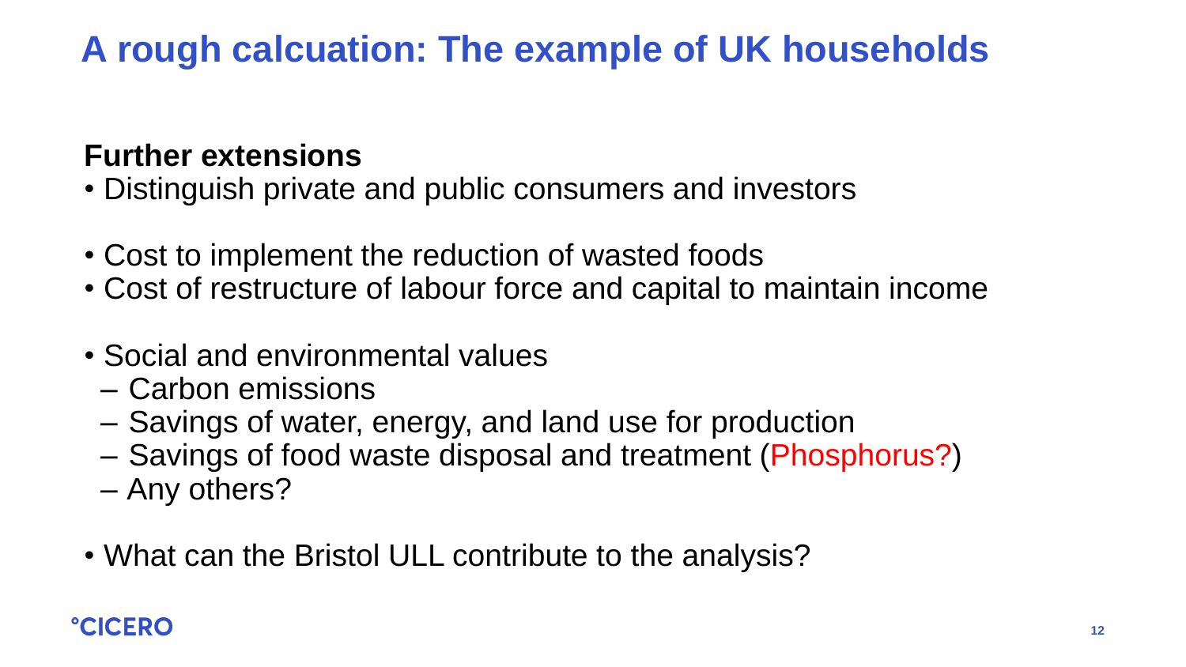# A rough calcuation: The example of UK households

**Further extensions**

- Distinguish private and public consumers and investors

- Cost to implement the reduction of wasted foods
- Cost of restructure of labour force and capital to maintain income

- Social and environmental values
  - Carbon emissions
  - Savings of water, energy, and land use for production
  - Savings of food waste disposal and treatment (Phosphorus?)
  - Any others?

- What can the Bristol ULL contribute to the analysis?

°CICERO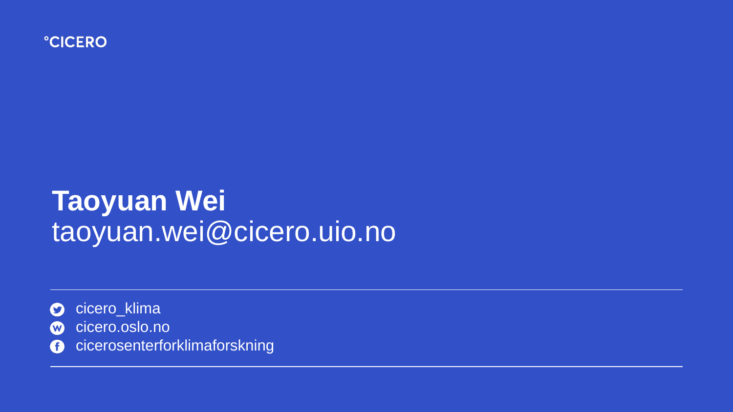°CICERO

**Taoyuan Wei**
taoyuan.wei@cicero.uio.no

---

- cicero_klima
- cicero.oslo.no
- cicerosenterforklimaforskning

---